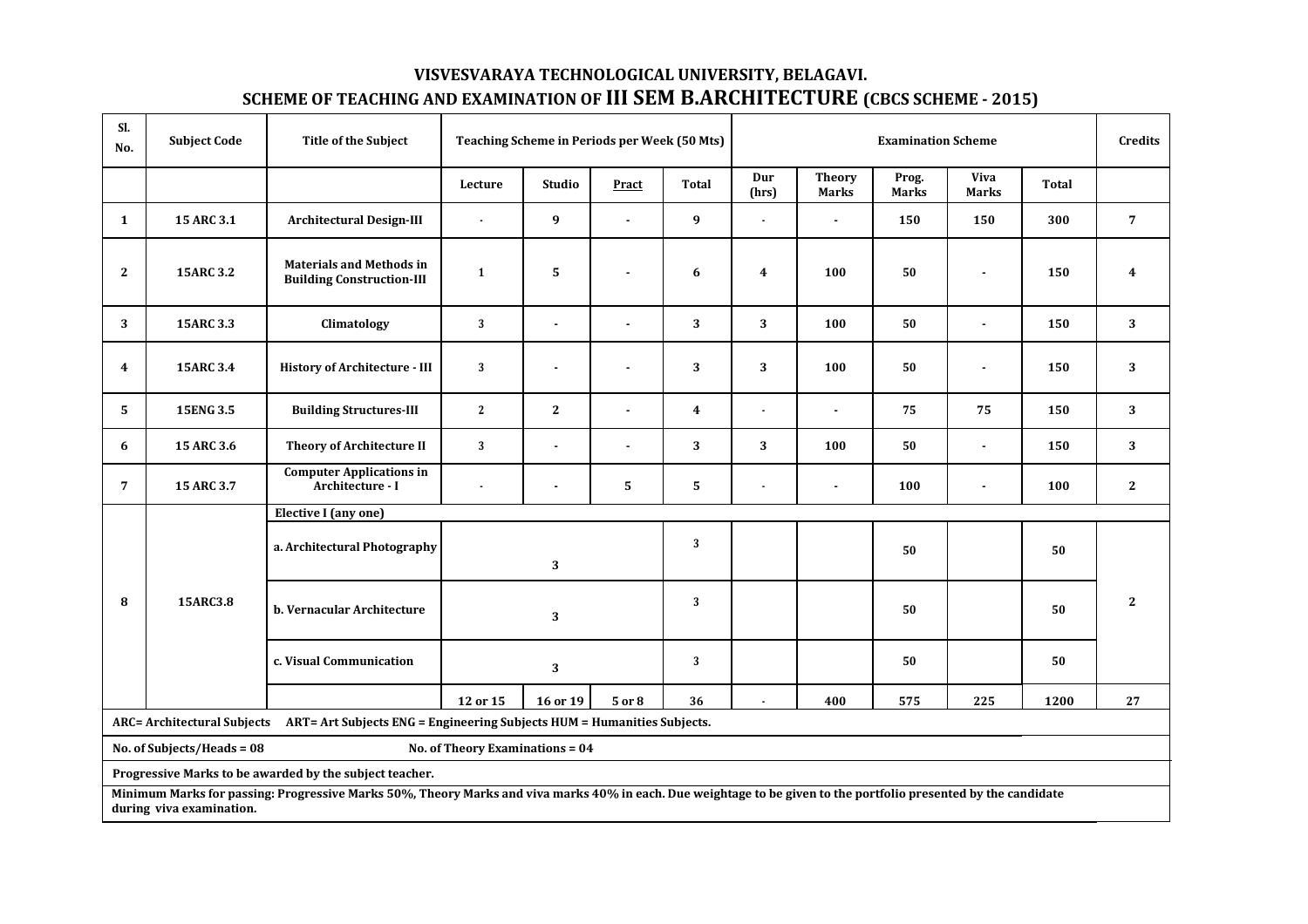## VISVESVARAYA TECHNOLOGICAL UNIVERSITY, BELAGAVI.

## SCHEME OF TEACHING AND EXAMINATION OF III SEM B.ARCHITECTURE (CBCS SCHEME - 2015)

| Sl. No. | Subject Code | Title of the Subject | Teaching Scheme in Periods per Week (50 Mts) | | | | Examination Scheme | | | | | Credits |
|---|---|---|---|---|---|---|---|---|---|---|---|---|
| | | | Lecture | Studio | Pract | Total | Dur (hrs) | Theory Marks | Prog. Marks | Viva Marks | Total | |
| 1 | 15 ARC 3.1 | Architectural Design-III | - | 9 | - | 9 | - | - | 150 | 150 | 300 | 7 |
| 2 | 15ARC 3.2 | Materials and Methods in Building Construction-III | 1 | 5 | - | 6 | 4 | 100 | 50 | - | 150 | 4 |
| 3 | 15ARC 3.3 | Climatology | 3 | - | - | 3 | 3 | 100 | 50 | - | 150 | 3 |
| 4 | 15ARC 3.4 | History of Architecture - III | 3 | - | - | 3 | 3 | 100 | 50 | - | 150 | 3 |
| 5 | 15ENG 3.5 | Building Structures-III | 2 | 2 | - | 4 | - | - | 75 | 75 | 150 | 3 |
| 6 | 15 ARC 3.6 | Theory of Architecture II | 3 | - | - | 3 | 3 | 100 | 50 | - | 150 | 3 |
| 7 | 15 ARC 3.7 | Computer Applications in Architecture - I | - | - | 5 | 5 | - | - | 100 | - | 100 | 2 |
| 8 | 15ARC3.8 | Elective I (any one) | | | | | | | | | | 2 |
| | | a. Architectural Photography | 3 | | | 3 | | | 50 | | 50 | |
| | | b. Vernacular Architecture | 3 | | | 3 | | | 50 | | 50 | |
| | | c. Visual Communication | 3 | | | 3 | | | 50 | | 50 | |
| | | | 12 or 15 | 16 or 19 | 5 or 8 | 36 | - | 400 | 575 | 225 | 1200 | 27 |

**ARC= Architectural Subjects ART= Art Subjects ENG = Engineering Subjects HUM = Humanities Subjects.**

**No. of Subjects/Heads = 08** **No. of Theory Examinations = 04**

**Progressive Marks to be awarded by the subject teacher.**

**Minimum Marks for passing: Progressive Marks 50%, Theory Marks and viva marks 40% in each. Due weightage to be given to the portfolio presented by the candidate during viva examination.**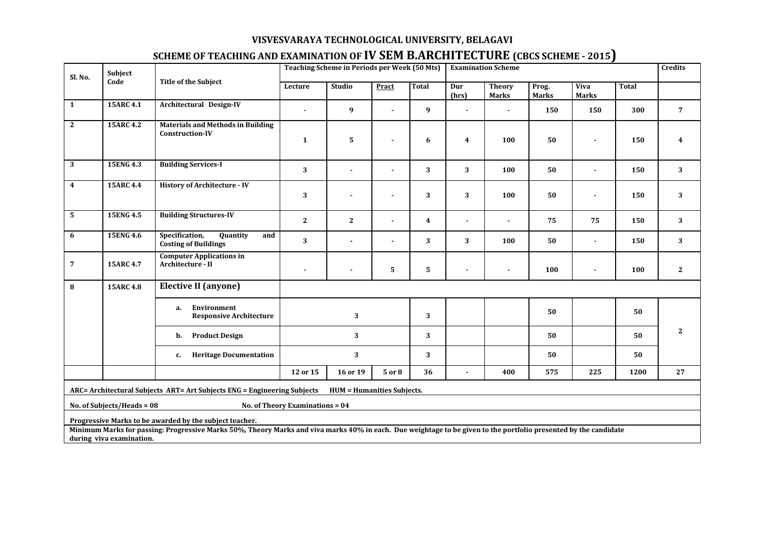## VISVESVARAYA TECHNOLOGICAL UNIVERSITY, BELAGAVI

## SCHEME OF TEACHING AND EXAMINATION OF IV SEM B.ARCHITECTURE (CBCS SCHEME - 2015)

| Sl. No. | Subject Code | Title of the Subject | Teaching Scheme in Periods per Week (50 Mts) | | | | Examination Scheme | | | | | Credits |
|---|---|---|---|---|---|---|---|---|---|---|---|---|
| | | | Lecture | Studio | Pract | Total | Dur (hrs) | Theory Marks | Prog. Marks | Viva Marks | Total | |
| 1 | 15ARC 4.1 | Architectural Design-IV | - | 9 | - | 9 | - | - | 150 | 150 | 300 | 7 |
| 2 | 15ARC 4.2 | Materials and Methods in Building Construction-IV | 1 | 5 | - | 6 | 4 | 100 | 50 | - | 150 | 4 |
| 3 | 15ENG 4.3 | Building Services-I | 3 | - | - | 3 | 3 | 100 | 50 | - | 150 | 3 |
| 4 | 15ARC 4.4 | History of Architecture - IV | 3 | - | - | 3 | 3 | 100 | 50 | - | 150 | 3 |
| 5 | 15ENG 4.5 | Building Structures-IV | 2 | 2 | - | 4 | - | - | 75 | 75 | 150 | 3 |
| 6 | 15ENG 4.6 | Specification, Quantity and Costing of Buildings | 3 | - | - | 3 | 3 | 100 | 50 | - | 150 | 3 |
| 7 | 15ARC 4.7 | Computer Applications in Architecture - II | - | - | 5 | 5 | - | - | 100 | - | 100 | 2 |
| 8 | 15ARC 4.8 | Elective II (anyone) | | | | | | | | | | |
| | | a. Environment Responsive Architecture | 3 | | | 3 | | | 50 | | 50 | 2 |
| | | b. Product Design | 3 | | | 3 | | | 50 | | 50 | |
| | | c. Heritage Documentation | 3 | | | 3 | | | 50 | | 50 | |
| | | | 12 or 15 | 16 or 19 | 5 or 8 | 36 | - | 400 | 575 | 225 | 1200 | 27 |

**ARC= Architectural Subjects ART= Art Subjects ENG = Engineering Subjects HUM = Humanities Subjects.**

**No. of Subjects/Heads = 08** **No. of Theory Examinations = 04**

**Progressive Marks to be awarded by the subject teacher.**

**Minimum Marks for passing: Progressive Marks 50%, Theory Marks and viva marks 40% in each. Due weightage to be given to the portfolio presented by the candidate during viva examination.**